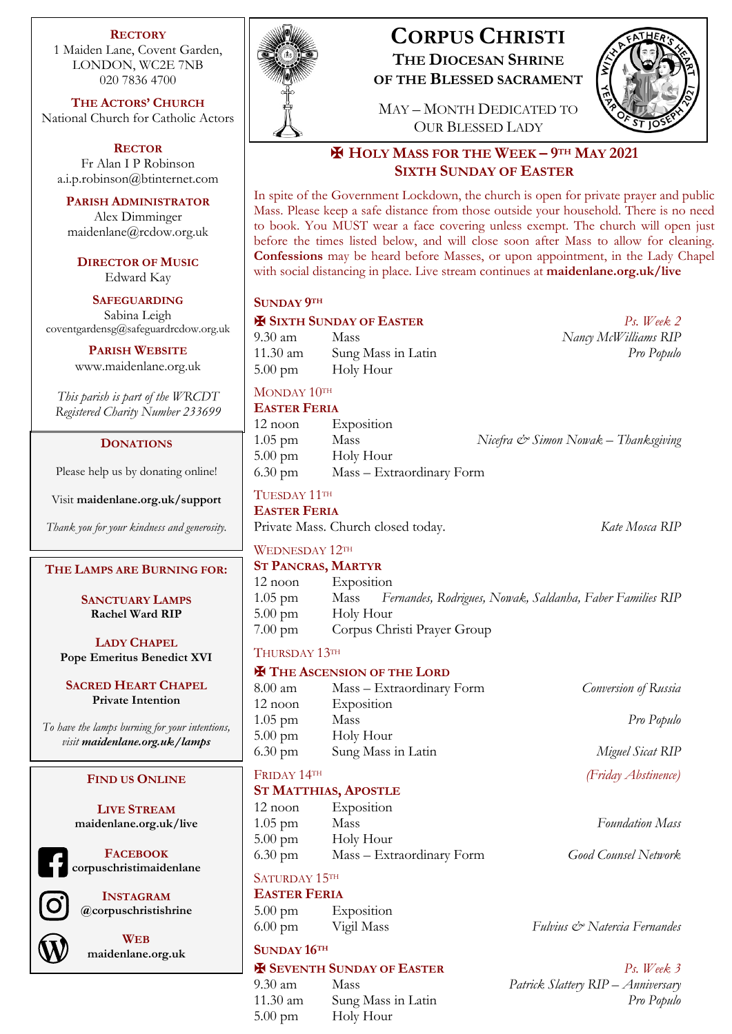# CORPUS CHRISTI

## THE DIOCESAN SHRINE OF THE BLESSED SACRAMENT

MAY – MONTH DEDICATED TO OUR BLESSED LADY

WITH A FATHER'S HEART – YEAR OF ST JOSEPH 2021

**RECTORY**
1 Maiden Lane, Covent Garden,
LONDON, WC2E 7NB
020 7836 4700

**THE ACTORS' CHURCH**
National Church for Catholic Actors

**RECTOR**
Fr Alan I P Robinson
a.i.p.robinson@btinternet.com

**PARISH ADMINISTRATOR**
Alex Dimminger
maidenlane@rcdow.org.uk

**DIRECTOR OF MUSIC**
Edward Kay

**SAFEGUARDING**
Sabina Leigh
coventgardensg@safeguardrcdow.org.uk

**PARISH WEBSITE**
www.maidenlane.org.uk

*This parish is part of the WRCDT Registered Charity Number 233699*

**DONATIONS**

Please help us by donating online!

Visit **maidenlane.org.uk/support**

*Thank you for your kindness and generosity.*

**THE LAMPS ARE BURNING FOR:**

**SANCTUARY LAMPS**
**Rachel Ward RIP**

**LADY CHAPEL**
**Pope Emeritus Benedict XVI**

**SACRED HEART CHAPEL**
**Private Intention**

*To have the lamps burning for your intentions, visit* ***maidenlane.org.uk/lamps***

**FIND US ONLINE**

**LIVE STREAM**
**maidenlane.org.uk/live**

**FACEBOOK**
**corpuschristimaidenlane**

**INSTAGRAM**
**@corpuschristishrine**

**WEB**
**maidenlane.org.uk**

## ✠ HOLY MASS FOR THE WEEK – 9TH MAY 2021
## SIXTH SUNDAY OF EASTER

In spite of the Government Lockdown, the church is open for private prayer and public Mass. Please keep a safe distance from those outside your household. There is no need to book. You MUST wear a face covering unless exempt. The church will open just before the times listed below, and will close soon after Mass to allow for cleaning. **Confessions** may be heard before Masses, or upon appointment, in the Lady Chapel with social distancing in place. Live stream continues at **maidenlane.org.uk/live**

### SUNDAY 9TH
**✠ SIXTH SUNDAY OF EASTER** — *Ps. Week 2*

| | | |
|---|---|---|
| 9.30 am | Mass | *Nancy McWilliams RIP* |
| 11.30 am | Sung Mass in Latin | *Pro Populo* |
| 5.00 pm | Holy Hour | |

### MONDAY 10TH
**EASTER FERIA**

| | | |
|---|---|---|
| 12 noon | Exposition | |
| 1.05 pm | Mass | *Nicefra & Simon Nowak – Thanksgiving* |
| 5.00 pm | Holy Hour | |
| 6.30 pm | Mass – Extraordinary Form | |

### TUESDAY 11TH
**EASTER FERIA**

Private Mass. Church closed today. — *Kate Mosca RIP*

### WEDNESDAY 12TH
**ST PANCRAS, MARTYR**

| | | |
|---|---|---|
| 12 noon | Exposition | |
| 1.05 pm | Mass | *Fernandes, Rodrigues, Nowak, Saldanha, Faber Families RIP* |
| 5.00 pm | Holy Hour | |
| 7.00 pm | Corpus Christi Prayer Group | |

### THURSDAY 13TH
**✠ THE ASCENSION OF THE LORD**

| | | |
|---|---|---|
| 8.00 am | Mass – Extraordinary Form | *Conversion of Russia* |
| 12 noon | Exposition | |
| 1.05 pm | Mass | *Pro Populo* |
| 5.00 pm | Holy Hour | |
| 6.30 pm | Sung Mass in Latin | *Miguel Sicat RIP* |

### FRIDAY 14TH — *(Friday Abstinence)*
**ST MATTHIAS, APOSTLE**

| | | |
|---|---|---|
| 12 noon | Exposition | |
| 1.05 pm | Mass | *Foundation Mass* |
| 5.00 pm | Holy Hour | |
| 6.30 pm | Mass – Extraordinary Form | *Good Counsel Network* |

### SATURDAY 15TH
**EASTER FERIA**

| | | |
|---|---|---|
| 5.00 pm | Exposition | |
| 6.00 pm | Vigil Mass | *Fulvius & Natercia Fernandes* |

### SUNDAY 16TH
**✠ SEVENTH SUNDAY OF EASTER** — *Ps. Week 3*

| | | |
|---|---|---|
| 9.30 am | Mass | *Patrick Slattery RIP – Anniversary* |
| 11.30 am | Sung Mass in Latin | *Pro Populo* |
| 5.00 pm | Holy Hour | |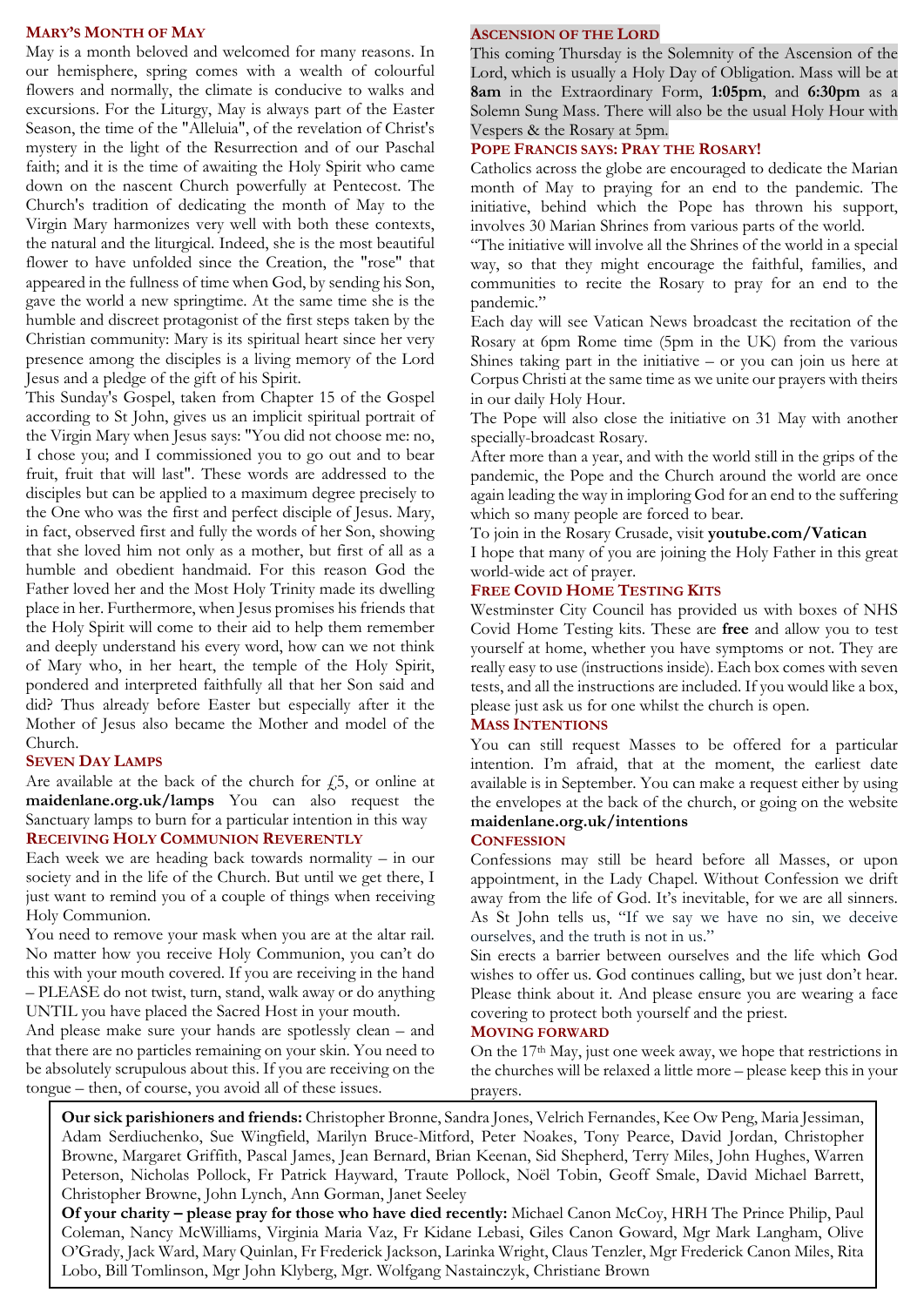## Mary's Month of May

May is a month beloved and welcomed for many reasons. In our hemisphere, spring comes with a wealth of colourful flowers and normally, the climate is conducive to walks and excursions. For the Liturgy, May is always part of the Easter Season, the time of the "Alleluia", of the revelation of Christ's mystery in the light of the Resurrection and of our Paschal faith; and it is the time of awaiting the Holy Spirit who came down on the nascent Church powerfully at Pentecost. The Church's tradition of dedicating the month of May to the Virgin Mary harmonizes very well with both these contexts, the natural and the liturgical. Indeed, she is the most beautiful flower to have unfolded since the Creation, the "rose" that appeared in the fullness of time when God, by sending his Son, gave the world a new springtime. At the same time she is the humble and discreet protagonist of the first steps taken by the Christian community: Mary is its spiritual heart since her very presence among the disciples is a living memory of the Lord Jesus and a pledge of the gift of his Spirit.

This Sunday's Gospel, taken from Chapter 15 of the Gospel according to St John, gives us an implicit spiritual portrait of the Virgin Mary when Jesus says: "You did not choose me: no, I chose you; and I commissioned you to go out and to bear fruit, fruit that will last". These words are addressed to the disciples but can be applied to a maximum degree precisely to the One who was the first and perfect disciple of Jesus. Mary, in fact, observed first and fully the words of her Son, showing that she loved him not only as a mother, but first of all as a humble and obedient handmaid. For this reason God the Father loved her and the Most Holy Trinity made its dwelling place in her. Furthermore, when Jesus promises his friends that the Holy Spirit will come to their aid to help them remember and deeply understand his every word, how can we not think of Mary who, in her heart, the temple of the Holy Spirit, pondered and interpreted faithfully all that her Son said and did? Thus already before Easter but especially after it the Mother of Jesus also became the Mother and model of the Church.

## Seven Day Lamps

Are available at the back of the church for £5, or online at **maidenlane.org.uk/lamps** You can also request the Sanctuary lamps to burn for a particular intention in this way

## Receiving Holy Communion Reverently

Each week we are heading back towards normality – in our society and in the life of the Church. But until we get there, I just want to remind you of a couple of things when receiving Holy Communion.

You need to remove your mask when you are at the altar rail. No matter how you receive Holy Communion, you can't do this with your mouth covered. If you are receiving in the hand – PLEASE do not twist, turn, stand, walk away or do anything UNTIL you have placed the Sacred Host in your mouth.

And please make sure your hands are spotlessly clean – and that there are no particles remaining on your skin. You need to be absolutely scrupulous about this. If you are receiving on the tongue – then, of course, you avoid all of these issues.

## Ascension of the Lord

This coming Thursday is the Solemnity of the Ascension of the Lord, which is usually a Holy Day of Obligation. Mass will be at **8am** in the Extraordinary Form, **1:05pm**, and **6:30pm** as a Solemn Sung Mass. There will also be the usual Holy Hour with Vespers & the Rosary at 5pm.

## Pope Francis says: Pray the Rosary!

Catholics across the globe are encouraged to dedicate the Marian month of May to praying for an end to the pandemic. The initiative, behind which the Pope has thrown his support, involves 30 Marian Shrines from various parts of the world.

"The initiative will involve all the Shrines of the world in a special way, so that they might encourage the faithful, families, and communities to recite the Rosary to pray for an end to the pandemic."

Each day will see Vatican News broadcast the recitation of the Rosary at 6pm Rome time (5pm in the UK) from the various Shines taking part in the initiative – or you can join us here at Corpus Christi at the same time as we unite our prayers with theirs in our daily Holy Hour.

The Pope will also close the initiative on 31 May with another specially-broadcast Rosary.

After more than a year, and with the world still in the grips of the pandemic, the Pope and the Church around the world are once again leading the way in imploring God for an end to the suffering which so many people are forced to bear.

To join in the Rosary Crusade, visit **youtube.com/Vatican**

I hope that many of you are joining the Holy Father in this great world-wide act of prayer.

## Free Covid Home Testing Kits

Westminster City Council has provided us with boxes of NHS Covid Home Testing kits. These are **free** and allow you to test yourself at home, whether you have symptoms or not. They are really easy to use (instructions inside). Each box comes with seven tests, and all the instructions are included. If you would like a box, please just ask us for one whilst the church is open.

## Mass Intentions

You can still request Masses to be offered for a particular intention. I'm afraid, that at the moment, the earliest date available is in September. You can make a request either by using the envelopes at the back of the church, or going on the website **maidenlane.org.uk/intentions**

## Confession

Confessions may still be heard before all Masses, or upon appointment, in the Lady Chapel. Without Confession we drift away from the life of God. It's inevitable, for we are all sinners. As St John tells us, "If we say we have no sin, we deceive ourselves, and the truth is not in us."

Sin erects a barrier between ourselves and the life which God wishes to offer us. God continues calling, but we just don't hear. Please think about it. And please ensure you are wearing a face covering to protect both yourself and the priest.

## Moving forward

On the 17th May, just one week away, we hope that restrictions in the churches will be relaxed a little more – please keep this in your prayers.

**Our sick parishioners and friends:** Christopher Bronne, Sandra Jones, Velrich Fernandes, Kee Ow Peng, Maria Jessiman, Adam Serdiuchenko, Sue Wingfield, Marilyn Bruce-Mitford, Peter Noakes, Tony Pearce, David Jordan, Christopher Browne, Margaret Griffith, Pascal James, Jean Bernard, Brian Keenan, Sid Shepherd, Terry Miles, John Hughes, Warren Peterson, Nicholas Pollock, Fr Patrick Hayward, Traute Pollock, Noël Tobin, Geoff Smale, David Michael Barrett, Christopher Browne, John Lynch, Ann Gorman, Janet Seeley

**Of your charity – please pray for those who have died recently:** Michael Canon McCoy, HRH The Prince Philip, Paul Coleman, Nancy McWilliams, Virginia Maria Vaz, Fr Kidane Lebasi, Giles Canon Goward, Mgr Mark Langham, Olive O'Grady, Jack Ward, Mary Quinlan, Fr Frederick Jackson, Larinka Wright, Claus Tenzler, Mgr Frederick Canon Miles, Rita Lobo, Bill Tomlinson, Mgr John Klyberg, Mgr. Wolfgang Nastainczyk, Christiane Brown